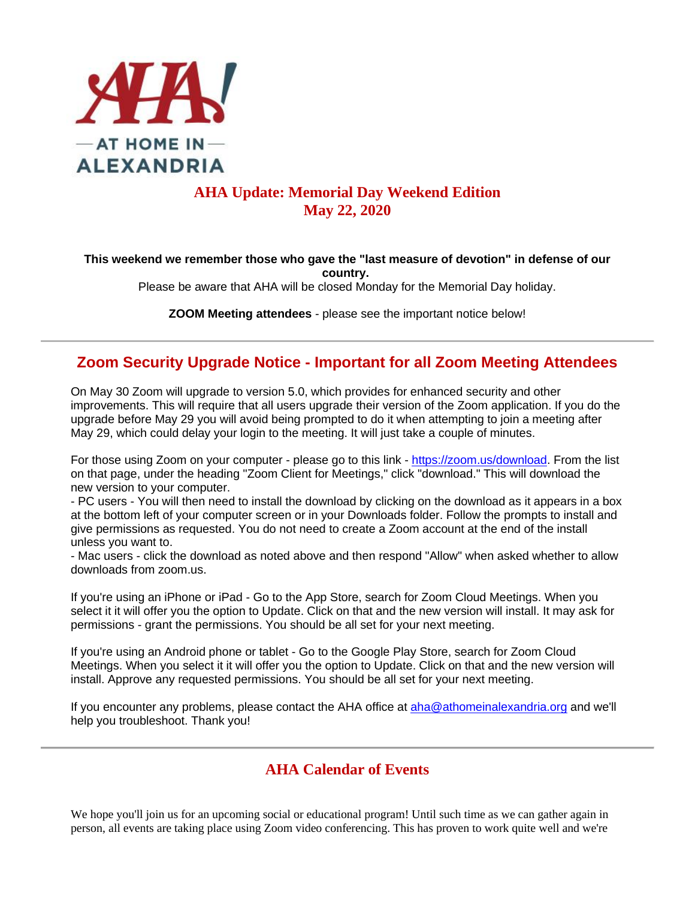AHA!

— AT HOME IN —
ALEXANDRIA

# AHA Update: Memorial Day Weekend Edition
# May 22, 2020

**This weekend we remember those who gave the "last measure of devotion" in defense of our country.**
Please be aware that AHA will be closed Monday for the Memorial Day holiday.

**ZOOM Meeting attendees** - please see the important notice below!

---

## Zoom Security Upgrade Notice - Important for all Zoom Meeting Attendees

On May 30 Zoom will upgrade to version 5.0, which provides for enhanced security and other improvements. This will require that all users upgrade their version of the Zoom application. If you do the upgrade before May 29 you will avoid being prompted to do it when attempting to join a meeting after May 29, which could delay your login to the meeting. It will just take a couple of minutes.

For those using Zoom on your computer - please go to this link - https://zoom.us/download. From the list on that page, under the heading "Zoom Client for Meetings," click "download." This will download the new version to your computer.
- PC users - You will then need to install the download by clicking on the download as it appears in a box at the bottom left of your computer screen or in your Downloads folder. Follow the prompts to install and give permissions as requested. You do not need to create a Zoom account at the end of the install unless you want to.
- Mac users - click the download as noted above and then respond "Allow" when asked whether to allow downloads from zoom.us.

If you're using an iPhone or iPad - Go to the App Store, search for Zoom Cloud Meetings. When you select it it will offer you the option to Update. Click on that and the new version will install. It may ask for permissions - grant the permissions. You should be all set for your next meeting.

If you're using an Android phone or tablet - Go to the Google Play Store, search for Zoom Cloud Meetings. When you select it it will offer you the option to Update. Click on that and the new version will install. Approve any requested permissions. You should be all set for your next meeting.

If you encounter any problems, please contact the AHA office at aha@athomeinalexandria.org and we'll help you troubleshoot. Thank you!

---

## AHA Calendar of Events

We hope you'll join us for an upcoming social or educational program! Until such time as we can gather again in person, all events are taking place using Zoom video conferencing. This has proven to work quite well and we're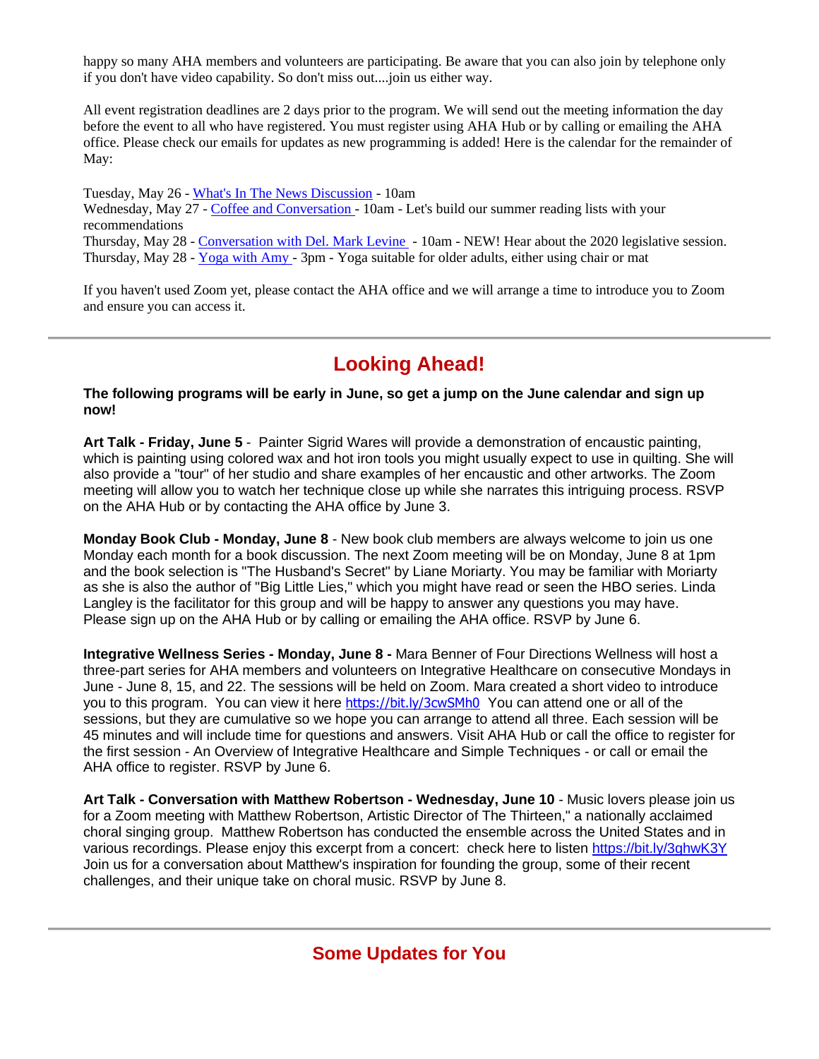happy so many AHA members and volunteers are participating. Be aware that you can also join by telephone only if you don't have video capability. So don't miss out....join us either way.

All event registration deadlines are 2 days prior to the program. We will send out the meeting information the day before the event to all who have registered. You must register using AHA Hub or by calling or emailing the AHA office. Please check our emails for updates as new programming is added! Here is the calendar for the remainder of May:

Tuesday, May 26 - What's In The News Discussion - 10am
Wednesday, May 27 - Coffee and Conversation - 10am - Let's build our summer reading lists with your recommendations
Thursday, May 28 - Conversation with Del. Mark Levine - 10am - NEW! Hear about the 2020 legislative session.
Thursday, May 28 - Yoga with Amy - 3pm - Yoga suitable for older adults, either using chair or mat

If you haven't used Zoom yet, please contact the AHA office and we will arrange a time to introduce you to Zoom and ensure you can access it.

---

## Looking Ahead!

**The following programs will be early in June, so get a jump on the June calendar and sign up now!**

**Art Talk - Friday, June 5** - Painter Sigrid Wares will provide a demonstration of encaustic painting, which is painting using colored wax and hot iron tools you might usually expect to use in quilting. She will also provide a "tour" of her studio and share examples of her encaustic and other artworks. The Zoom meeting will allow you to watch her technique close up while she narrates this intriguing process. RSVP on the AHA Hub or by contacting the AHA office by June 3.

**Monday Book Club - Monday, June 8** - New book club members are always welcome to join us one Monday each month for a book discussion. The next Zoom meeting will be on Monday, June 8 at 1pm and the book selection is "The Husband's Secret" by Liane Moriarty. You may be familiar with Moriarty as she is also the author of "Big Little Lies," which you might have read or seen the HBO series. Linda Langley is the facilitator for this group and will be happy to answer any questions you may have. Please sign up on the AHA Hub or by calling or emailing the AHA office. RSVP by June 6.

**Integrative Wellness Series - Monday, June 8 -** Mara Benner of Four Directions Wellness will host a three-part series for AHA members and volunteers on Integrative Healthcare on consecutive Mondays in June - June 8, 15, and 22. The sessions will be held on Zoom. Mara created a short video to introduce you to this program. You can view it here https://bit.ly/3cwSMh0 You can attend one or all of the sessions, but they are cumulative so we hope you can arrange to attend all three. Each session will be 45 minutes and will include time for questions and answers. Visit AHA Hub or call the office to register for the first session - An Overview of Integrative Healthcare and Simple Techniques - or call or email the AHA office to register. RSVP by June 6.

**Art Talk - Conversation with Matthew Robertson - Wednesday, June 10** - Music lovers please join us for a Zoom meeting with Matthew Robertson, Artistic Director of The Thirteen," a nationally acclaimed choral singing group. Matthew Robertson has conducted the ensemble across the United States and in various recordings. Please enjoy this excerpt from a concert: check here to listen https://bit.ly/3ghwK3Y Join us for a conversation about Matthew's inspiration for founding the group, some of their recent challenges, and their unique take on choral music. RSVP by June 8.

---

## Some Updates for You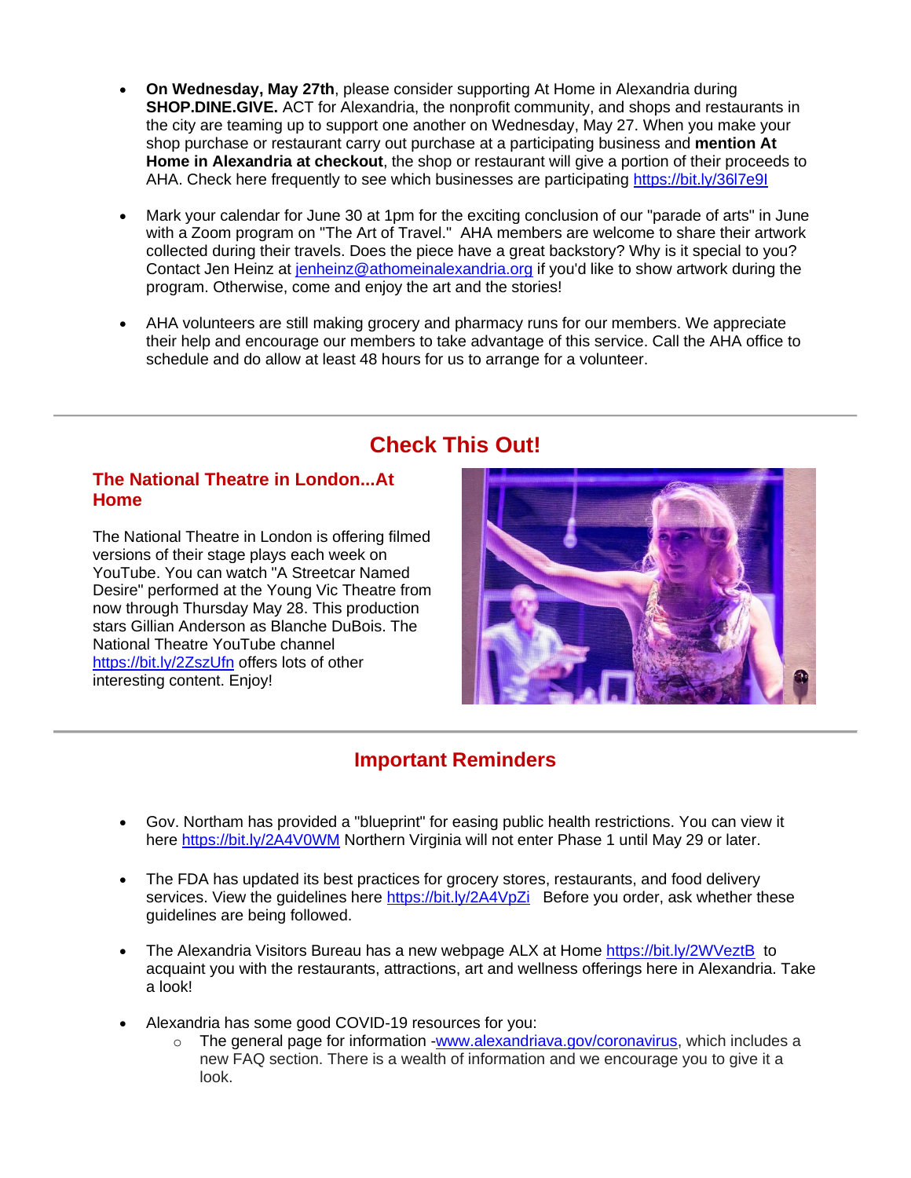- **On Wednesday, May 27th**, please consider supporting At Home in Alexandria during **SHOP.DINE.GIVE.** ACT for Alexandria, the nonprofit community, and shops and restaurants in the city are teaming up to support one another on Wednesday, May 27. When you make your shop purchase or restaurant carry out purchase at a participating business and **mention At Home in Alexandria at checkout**, the shop or restaurant will give a portion of their proceeds to AHA. Check here frequently to see which businesses are participating https://bit.ly/36l7e9I

- Mark your calendar for June 30 at 1pm for the exciting conclusion of our "parade of arts" in June with a Zoom program on "The Art of Travel." AHA members are welcome to share their artwork collected during their travels. Does the piece have a great backstory? Why is it special to you? Contact Jen Heinz at jenheinz@athomeinalexandria.org if you'd like to show artwork during the program. Otherwise, come and enjoy the art and the stories!

- AHA volunteers are still making grocery and pharmacy runs for our members. We appreciate their help and encourage our members to take advantage of this service. Call the AHA office to schedule and do allow at least 48 hours for us to arrange for a volunteer.

---

## Check This Out!

### The National Theatre in London...At Home

The National Theatre in London is offering filmed versions of their stage plays each week on YouTube. You can watch "A Streetcar Named Desire" performed at the Young Vic Theatre from now through Thursday May 28. This production stars Gillian Anderson as Blanche DuBois. The National Theatre YouTube channel https://bit.ly/2ZszUfn offers lots of other interesting content. Enjoy!

---

## Important Reminders

- Gov. Northam has provided a "blueprint" for easing public health restrictions. You can view it here https://bit.ly/2A4V0WM Northern Virginia will not enter Phase 1 until May 29 or later.

- The FDA has updated its best practices for grocery stores, restaurants, and food delivery services. View the guidelines here https://bit.ly/2A4VpZi Before you order, ask whether these guidelines are being followed.

- The Alexandria Visitors Bureau has a new webpage ALX at Home https://bit.ly/2WVeztB to acquaint you with the restaurants, attractions, art and wellness offerings here in Alexandria. Take a look!

- Alexandria has some good COVID-19 resources for you:
  - The general page for information -www.alexandriava.gov/coronavirus, which includes a new FAQ section. There is a wealth of information and we encourage you to give it a look.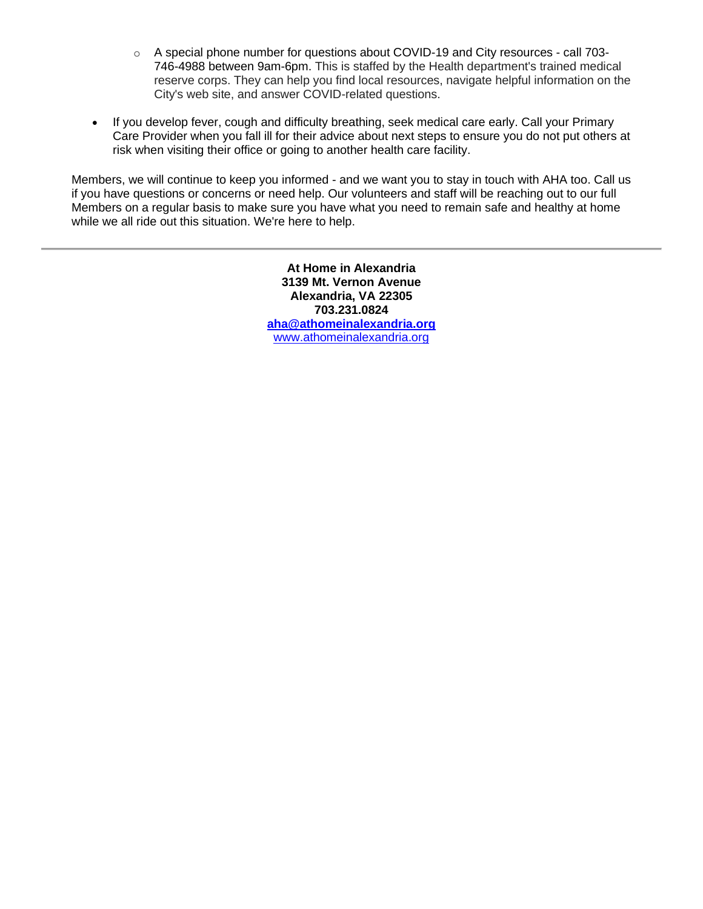- A special phone number for questions about COVID-19 and City resources - call 703-746-4988 between 9am-6pm. This is staffed by the Health department's trained medical reserve corps. They can help you find local resources, navigate helpful information on the City's web site, and answer COVID-related questions.

- If you develop fever, cough and difficulty breathing, seek medical care early. Call your Primary Care Provider when you fall ill for their advice about next steps to ensure you do not put others at risk when visiting their office or going to another health care facility.

Members, we will continue to keep you informed - and we want you to stay in touch with AHA too. Call us if you have questions or concerns or need help. Our volunteers and staff will be reaching out to our full Members on a regular basis to make sure you have what you need to remain safe and healthy at home while we all ride out this situation. We're here to help.

---

**At Home in Alexandria**
**3139 Mt. Vernon Avenue**
**Alexandria, VA 22305**
**703.231.0824**
**aha@athomeinalexandria.org**
www.athomeinalexandria.org